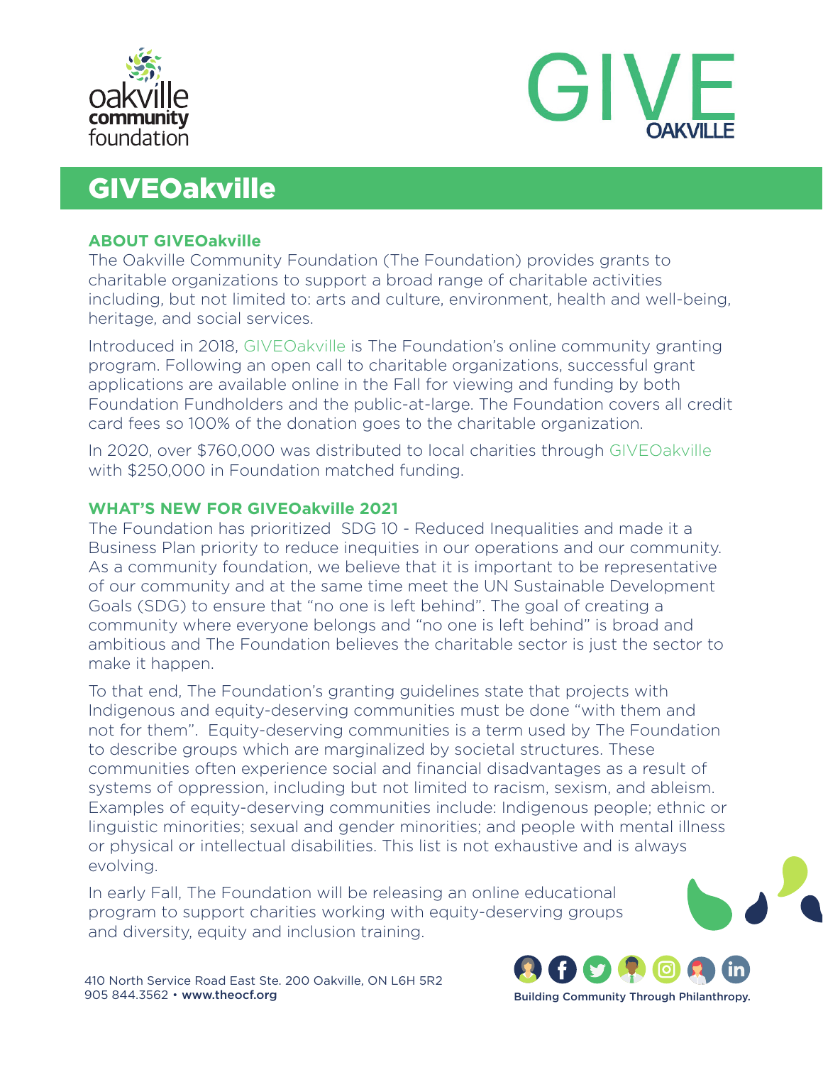# GIVEOakville

## ABOUT GIVEOakville

The Oakville Community Foundation (The Foundation) provides grants to charitable organizations to support a broad range of charitable activities including, but not limited to: arts and culture, environment, health and well-being, heritage, and social services.

Introduced in 2018, GIVEOakville is The Foundation's online community granting program. Following an open call to charitable organizations, successful grant applications are available online in the Fall for viewing and funding by both Foundation Fundholders and the public-at-large. The Foundation covers all credit card fees so 100% of the donation goes to the charitable organization.

In 2020, over $760,000 was distributed to local charities through GIVEOakville with $250,000 in Foundation matched funding.

## WHAT'S NEW FOR GIVEOakville 2021

The Foundation has prioritized SDG 10 - Reduced Inequalities and made it a Business Plan priority to reduce inequities in our operations and our community. As a community foundation, we believe that it is important to be representative of our community and at the same time meet the UN Sustainable Development Goals (SDG) to ensure that "no one is left behind". The goal of creating a community where everyone belongs and "no one is left behind" is broad and ambitious and The Foundation believes the charitable sector is just the sector to make it happen.

To that end, The Foundation's granting guidelines state that projects with Indigenous and equity-deserving communities must be done "with them and not for them". Equity-deserving communities is a term used by The Foundation to describe groups which are marginalized by societal structures. These communities often experience social and financial disadvantages as a result of systems of oppression, including but not limited to racism, sexism, and ableism. Examples of equity-deserving communities include: Indigenous people; ethnic or linguistic minorities; sexual and gender minorities; and people with mental illness or physical or intellectual disabilities. This list is not exhaustive and is always evolving.

In early Fall, The Foundation will be releasing an online educational program to support charities working with equity-deserving groups and diversity, equity and inclusion training.

410 North Service Road East Ste. 200 Oakville, ON L6H 5R2
905 844.3562 • www.theocf.org

Building Community Through Philanthropy.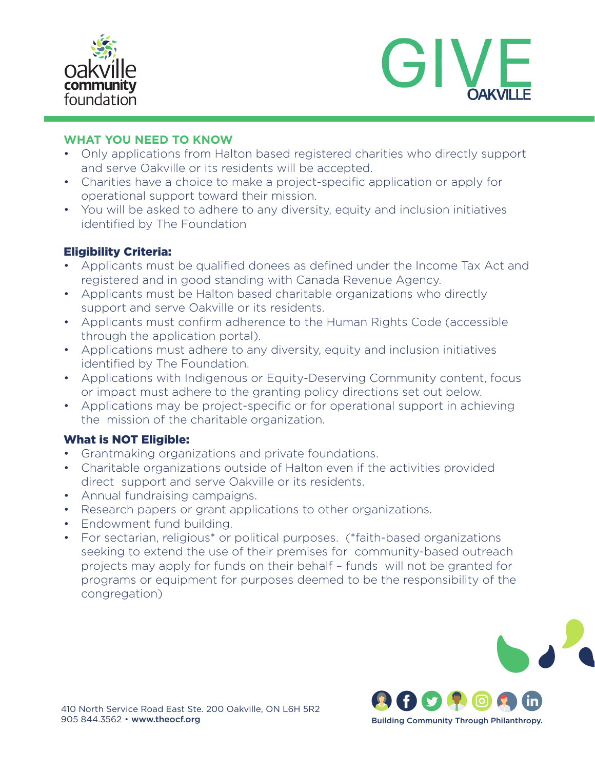## WHAT YOU NEED TO KNOW

- Only applications from Halton based registered charities who directly support and serve Oakville or its residents will be accepted.
- Charities have a choice to make a project-specific application or apply for operational support toward their mission.
- You will be asked to adhere to any diversity, equity and inclusion initiatives identified by The Foundation

### Eligibility Criteria:

- Applicants must be qualified donees as defined under the Income Tax Act and registered and in good standing with Canada Revenue Agency.
- Applicants must be Halton based charitable organizations who directly support and serve Oakville or its residents.
- Applicants must confirm adherence to the Human Rights Code (accessible through the application portal).
- Applications must adhere to any diversity, equity and inclusion initiatives identified by The Foundation.
- Applications with Indigenous or Equity-Deserving Community content, focus or impact must adhere to the granting policy directions set out below.
- Applications may be project-specific or for operational support in achieving the mission of the charitable organization.

### What is NOT Eligible:

- Grantmaking organizations and private foundations.
- Charitable organizations outside of Halton even if the activities provided direct support and serve Oakville or its residents.
- Annual fundraising campaigns.
- Research papers or grant applications to other organizations.
- Endowment fund building.
- For sectarian, religious* or political purposes. (*faith-based organizations seeking to extend the use of their premises for community-based outreach projects may apply for funds on their behalf – funds will not be granted for programs or equipment for purposes deemed to be the responsibility of the congregation)

410 North Service Road East Ste. 200 Oakville, ON L6H 5R2
905 844.3562 • www.theocf.org

Building Community Through Philanthropy.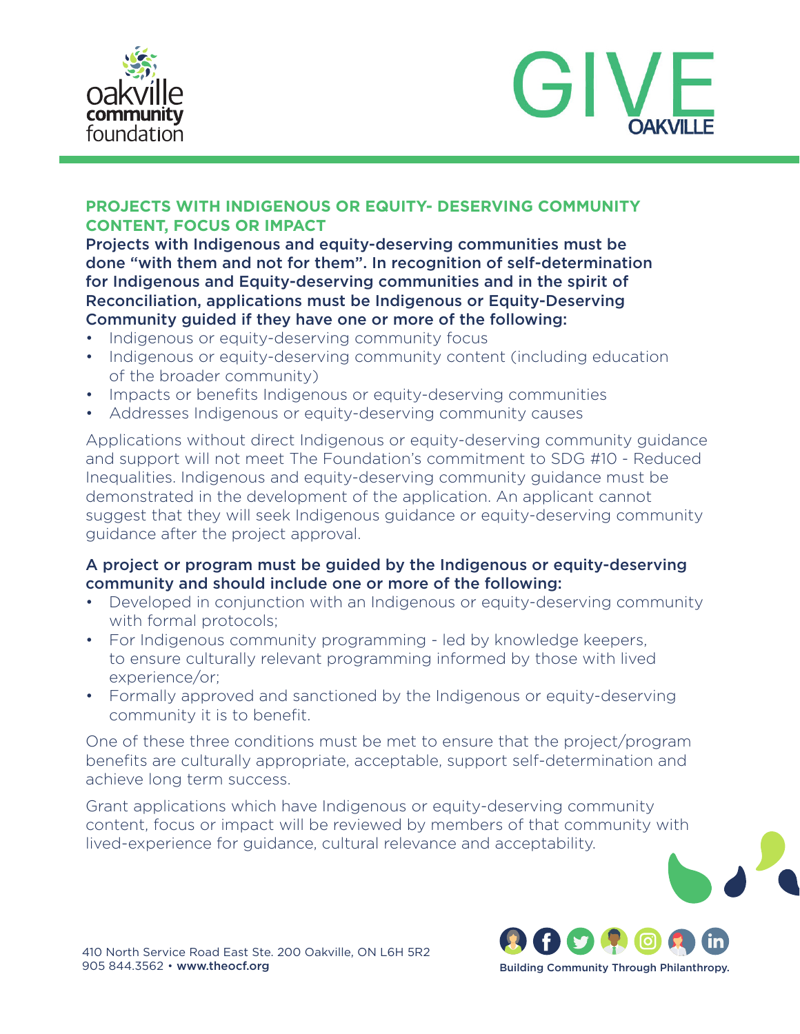## PROJECTS WITH INDIGENOUS OR EQUITY- DESERVING COMMUNITY CONTENT, FOCUS OR IMPACT

**Projects with Indigenous and equity-deserving communities must be done "with them and not for them". In recognition of self-determination for Indigenous and Equity-deserving communities and in the spirit of Reconciliation, applications must be Indigenous or Equity-Deserving Community guided if they have one or more of the following:**

- Indigenous or equity-deserving community focus
- Indigenous or equity-deserving community content (including education of the broader community)
- Impacts or benefits Indigenous or equity-deserving communities
- Addresses Indigenous or equity-deserving community causes

Applications without direct Indigenous or equity-deserving community guidance and support will not meet The Foundation's commitment to SDG #10 - Reduced Inequalities. Indigenous and equity-deserving community guidance must be demonstrated in the development of the application. An applicant cannot suggest that they will seek Indigenous guidance or equity-deserving community guidance after the project approval.

**A project or program must be guided by the Indigenous or equity-deserving community and should include one or more of the following:**

- Developed in conjunction with an Indigenous or equity-deserving community with formal protocols;
- For Indigenous community programming - led by knowledge keepers, to ensure culturally relevant programming informed by those with lived experience/or;
- Formally approved and sanctioned by the Indigenous or equity-deserving community it is to benefit.

One of these three conditions must be met to ensure that the project/program benefits are culturally appropriate, acceptable, support self-determination and achieve long term success.

Grant applications which have Indigenous or equity-deserving community content, focus or impact will be reviewed by members of that community with lived-experience for guidance, cultural relevance and acceptability.

410 North Service Road East Ste. 200 Oakville, ON L6H 5R2
905 844.3562 • www.theocf.org

Building Community Through Philanthropy.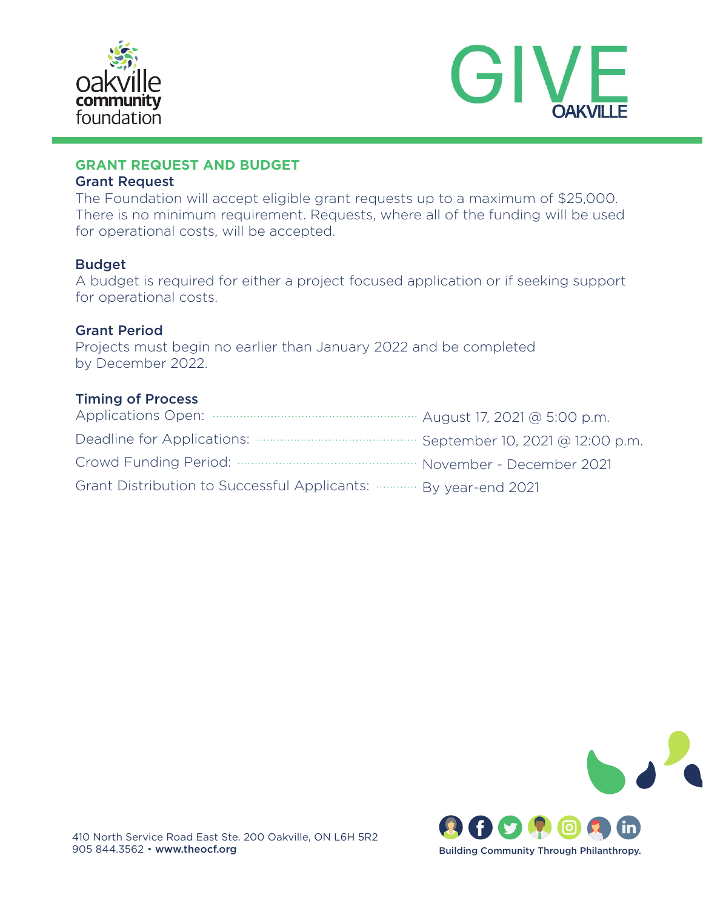## GRANT REQUEST AND BUDGET

### Grant Request

The Foundation will accept eligible grant requests up to a maximum of $25,000. There is no minimum requirement. Requests, where all of the funding will be used for operational costs, will be accepted.

### Budget

A budget is required for either a project focused application or if seeking support for operational costs.

### Grant Period

Projects must begin no earlier than January 2022 and be completed by December 2022.

### Timing of Process

| | |
|---|---|
| Applications Open: | August 17, 2021 @ 5:00 p.m. |
| Deadline for Applications: | September 10, 2021 @ 12:00 p.m. |
| Crowd Funding Period: | November - December 2021 |
| Grant Distribution to Successful Applicants: | By year-end 2021 |

410 North Service Road East Ste. 200 Oakville, ON L6H 5R2
905 844.3562 • **www.theocf.org**

**Building Community Through Philanthropy.**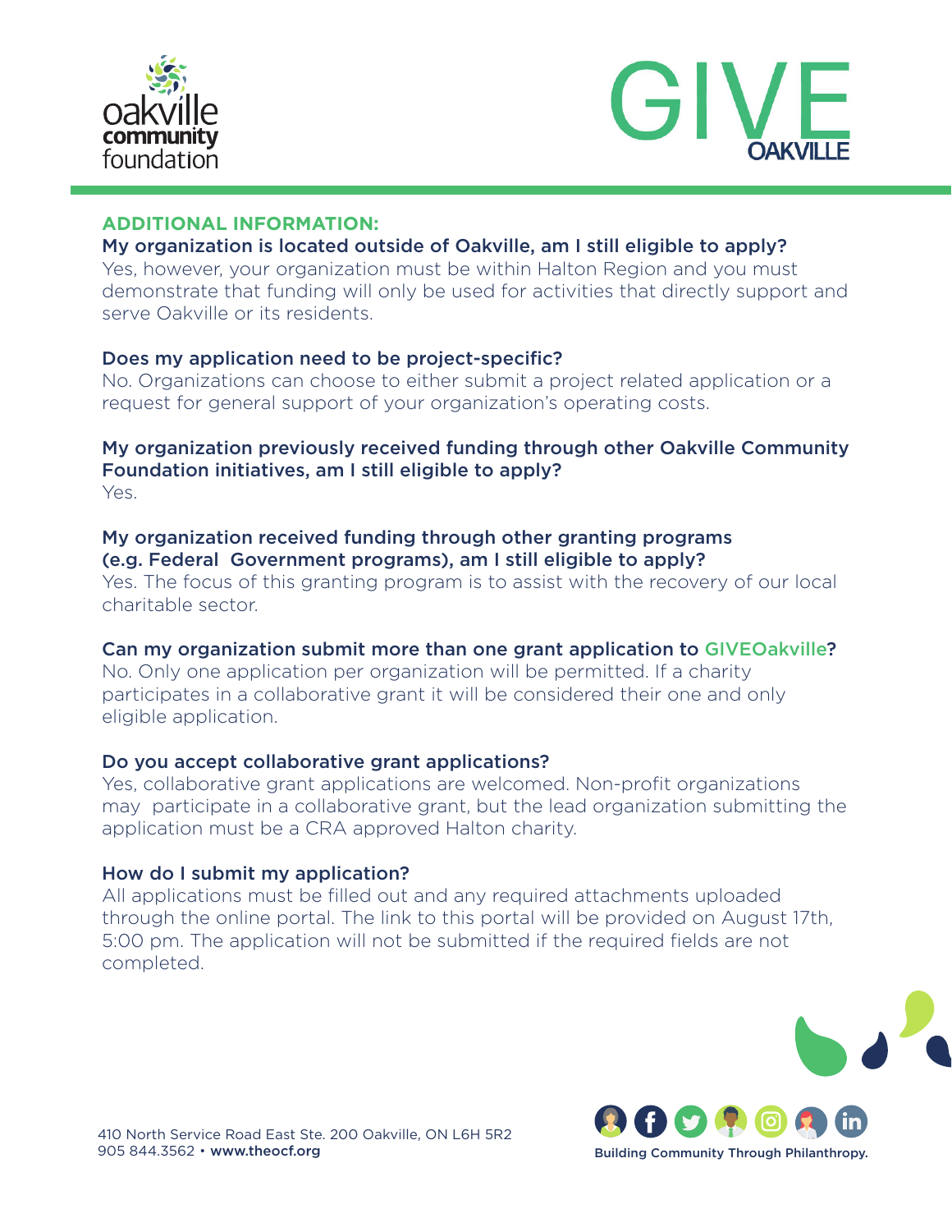## ADDITIONAL INFORMATION:

**My organization is located outside of Oakville, am I still eligible to apply?**
Yes, however, your organization must be within Halton Region and you must demonstrate that funding will only be used for activities that directly support and serve Oakville or its residents.

**Does my application need to be project-specific?**
No. Organizations can choose to either submit a project related application or a request for general support of your organization's operating costs.

**My organization previously received funding through other Oakville Community Foundation initiatives, am I still eligible to apply?**
Yes.

**My organization received funding through other granting programs (e.g. Federal Government programs), am I still eligible to apply?**
Yes. The focus of this granting program is to assist with the recovery of our local charitable sector.

**Can my organization submit more than one grant application to GIVEOakville?**
No. Only one application per organization will be permitted. If a charity participates in a collaborative grant it will be considered their one and only eligible application.

**Do you accept collaborative grant applications?**
Yes, collaborative grant applications are welcomed. Non-profit organizations may participate in a collaborative grant, but the lead organization submitting the application must be a CRA approved Halton charity.

**How do I submit my application?**
All applications must be filled out and any required attachments uploaded through the online portal. The link to this portal will be provided on August 17th, 5:00 pm. The application will not be submitted if the required fields are not completed.

410 North Service Road East Ste. 200 Oakville, ON L6H 5R2
905 844.3562 • **www.theocf.org**

Building Community Through Philanthropy.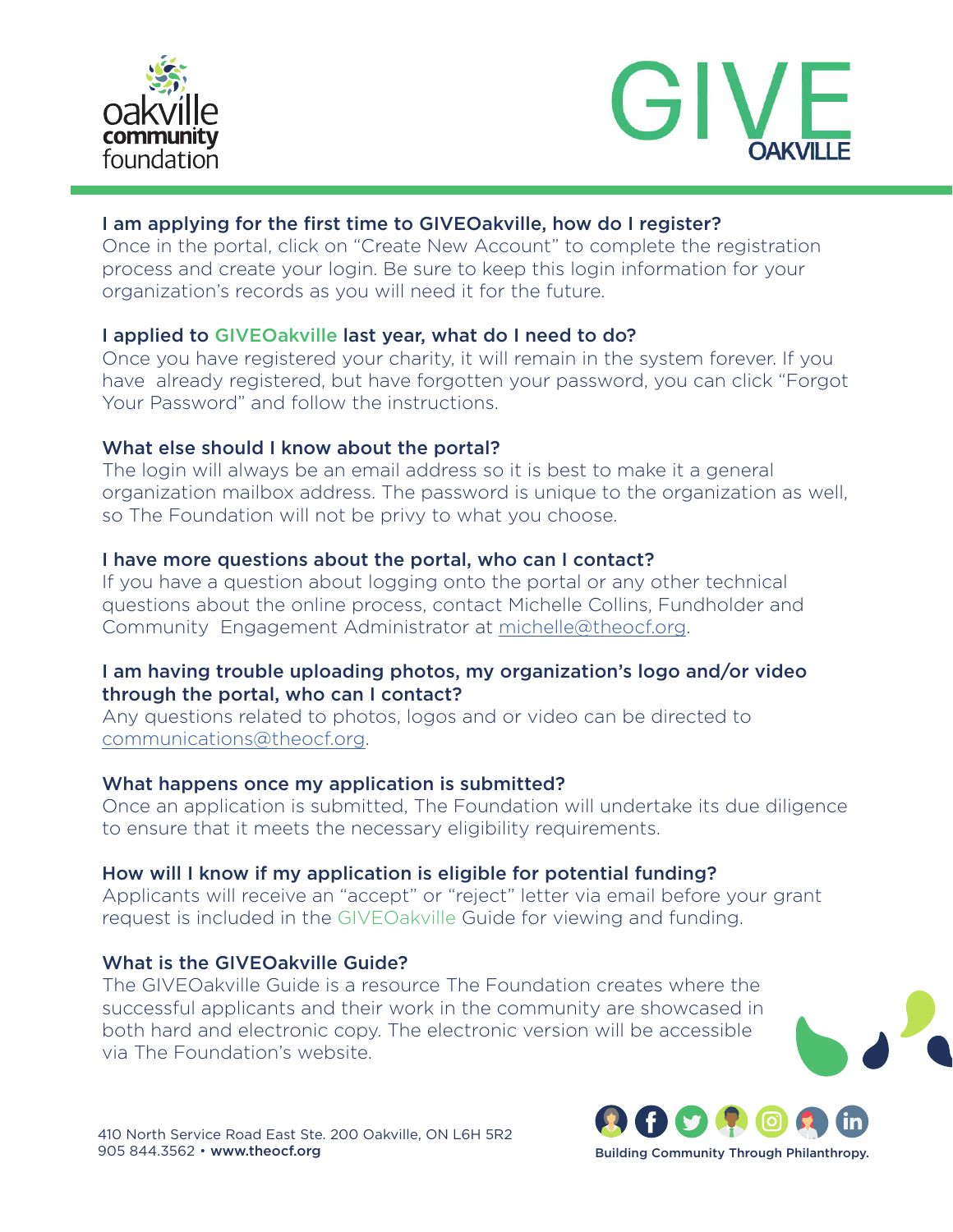### I am applying for the first time to GIVEOakville, how do I register?

Once in the portal, click on "Create New Account" to complete the registration process and create your login. Be sure to keep this login information for your organization's records as you will need it for the future.

### I applied to GIVEOakville last year, what do I need to do?

Once you have registered your charity, it will remain in the system forever. If you have already registered, but have forgotten your password, you can click "Forgot Your Password" and follow the instructions.

### What else should I know about the portal?

The login will always be an email address so it is best to make it a general organization mailbox address. The password is unique to the organization as well, so The Foundation will not be privy to what you choose.

### I have more questions about the portal, who can I contact?

If you have a question about logging onto the portal or any other technical questions about the online process, contact Michelle Collins, Fundholder and Community Engagement Administrator at michelle@theocf.org.

### I am having trouble uploading photos, my organization's logo and/or video through the portal, who can I contact?

Any questions related to photos, logos and or video can be directed to communications@theocf.org.

### What happens once my application is submitted?

Once an application is submitted, The Foundation will undertake its due diligence to ensure that it meets the necessary eligibility requirements.

### How will I know if my application is eligible for potential funding?

Applicants will receive an "accept" or "reject" letter via email before your grant request is included in the GIVEOakville Guide for viewing and funding.

### What is the GIVEOakville Guide?

The GIVEOakville Guide is a resource The Foundation creates where the successful applicants and their work in the community are showcased in both hard and electronic copy. The electronic version will be accessible via The Foundation's website.

410 North Service Road East Ste. 200 Oakville, ON L6H 5R2
905 844.3562 • www.theocf.org

Building Community Through Philanthropy.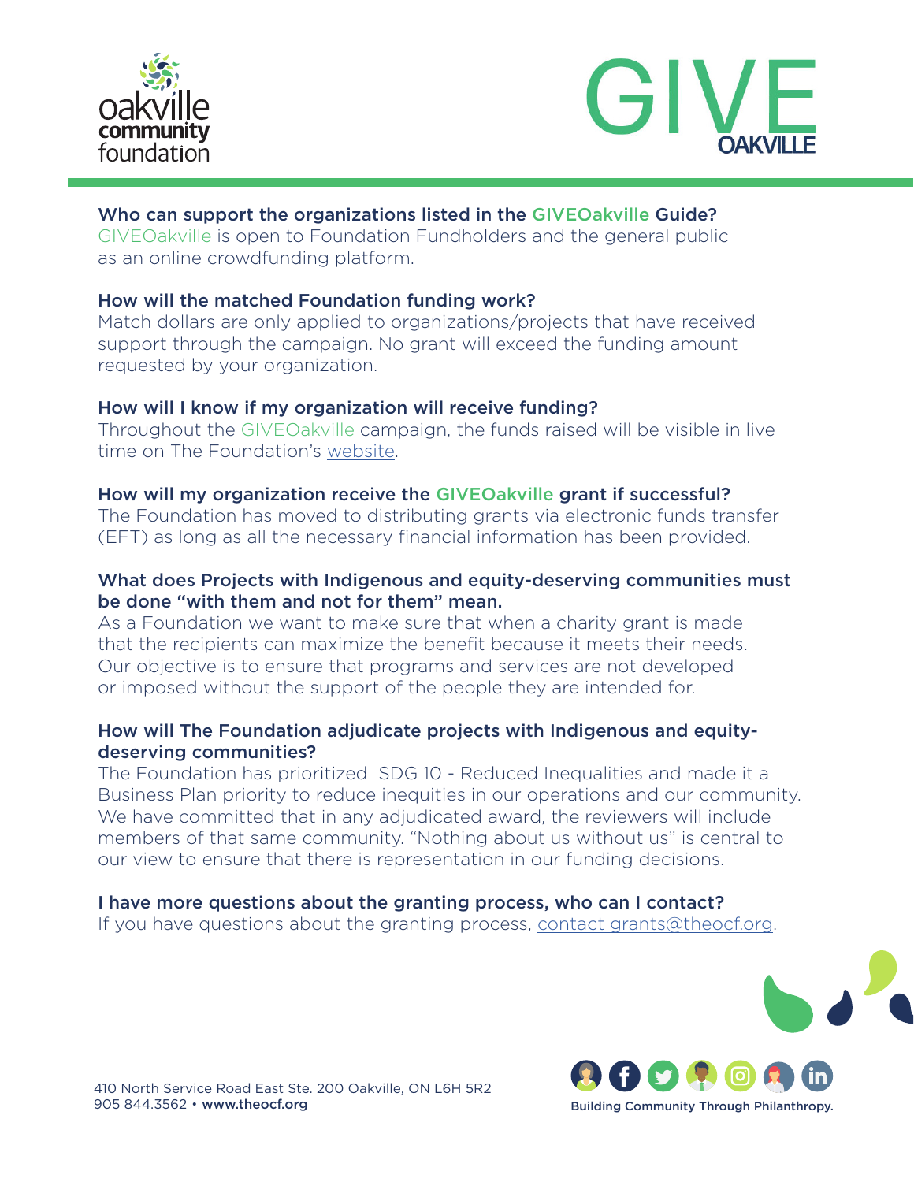#### Who can support the organizations listed in the GIVEOakville Guide?

GIVEOakville is open to Foundation Fundholders and the general public as an online crowdfunding platform.

#### How will the matched Foundation funding work?

Match dollars are only applied to organizations/projects that have received support through the campaign. No grant will exceed the funding amount requested by your organization.

#### How will I know if my organization will receive funding?

Throughout the GIVEOakville campaign, the funds raised will be visible in live time on The Foundation's website.

#### How will my organization receive the GIVEOakville grant if successful?

The Foundation has moved to distributing grants via electronic funds transfer (EFT) as long as all the necessary financial information has been provided.

#### What does Projects with Indigenous and equity-deserving communities must be done "with them and not for them" mean.

As a Foundation we want to make sure that when a charity grant is made that the recipients can maximize the benefit because it meets their needs. Our objective is to ensure that programs and services are not developed or imposed without the support of the people they are intended for.

#### How will The Foundation adjudicate projects with Indigenous and equity-deserving communities?

The Foundation has prioritized SDG 10 - Reduced Inequalities and made it a Business Plan priority to reduce inequities in our operations and our community. We have committed that in any adjudicated award, the reviewers will include members of that same community. "Nothing about us without us" is central to our view to ensure that there is representation in our funding decisions.

#### I have more questions about the granting process, who can I contact?

If you have questions about the granting process, contact grants@theocf.org.

410 North Service Road East Ste. 200 Oakville, ON L6H 5R2
905 844.3562 • **www.theocf.org**

**Building Community Through Philanthropy.**